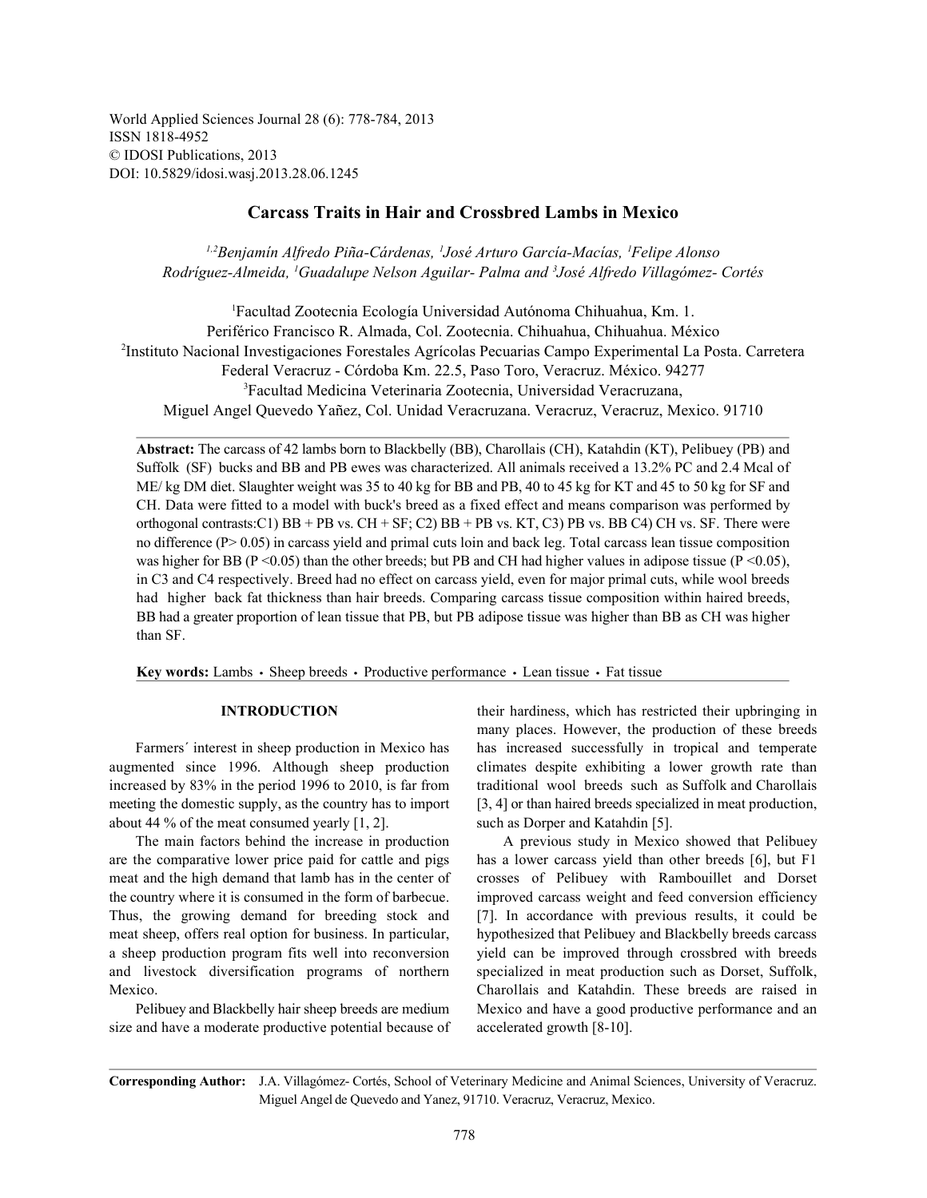World Applied Sciences Journal 28 (6): 778-784, 2013
ISSN 1818-4952
© IDOSI Publications, 2013
DOI: 10.5829/idosi.wasj.2013.28.06.1245

# Carcass Traits in Hair and Crossbred Lambs in Mexico

*[1,2]Benjamín Alfredo Piña-Cárdenas, [1]José Arturo García-Macías, [1]Felipe Alonso Rodríguez-Almeida, [1]Guadalupe Nelson Aguilar- Palma and [3]José Alfredo Villagómez- Cortés*

[1]Facultad Zootecnia Ecología Universidad Autónoma Chihuahua, Km. 1. Periférico Francisco R. Almada, Col. Zootecnia. Chihuahua, Chihuahua. México
[2]Instituto Nacional Investigaciones Forestales Agrícolas Pecuarias Campo Experimental La Posta. Carretera Federal Veracruz - Córdoba Km. 22.5, Paso Toro, Veracruz. México. 94277
[3]Facultad Medicina Veterinaria Zootecnia, Universidad Veracruzana, Miguel Angel Quevedo Yañez, Col. Unidad Veracruzana. Veracruz, Veracruz, Mexico. 91710

**Abstract:** The carcass of 42 lambs born to Blackbelly (BB), Charollais (CH), Katahdin (KT), Pelibuey (PB) and Suffolk (SF) bucks and BB and PB ewes was characterized. All animals received a 13.2% PC and 2.4 Mcal of ME/ kg DM diet. Slaughter weight was 35 to 40 kg for BB and PB, 40 to 45 kg for KT and 45 to 50 kg for SF and CH. Data were fitted to a model with buck's breed as a fixed effect and means comparison was performed by orthogonal contrasts:C1) BB + PB vs. CH + SF; C2) BB + PB vs. KT, C3) PB vs. BB C4) CH vs. SF. There were no difference ($P > 0.05$) in carcass yield and primal cuts loin and back leg. Total carcass lean tissue composition was higher for BB ($P < 0.05$) than the other breeds; but PB and CH had higher values in adipose tissue ($P < 0.05$), in C3 and C4 respectively. Breed had no effect on carcass yield, even for major primal cuts, while wool breeds had higher back fat thickness than hair breeds. Comparing carcass tissue composition within haired breeds, BB had a greater proportion of lean tissue that PB, but PB adipose tissue was higher than BB as CH was higher than SF.

**Key words:** Lambs • Sheep breeds • Productive performance • Lean tissue • Fat tissue

## INTRODUCTION

Farmers´ interest in sheep production in Mexico has augmented since 1996. Although sheep production increased by 83% in the period 1996 to 2010, is far from meeting the domestic supply, as the country has to import about 44 % of the meat consumed yearly [1, 2].

The main factors behind the increase in production are the comparative lower price paid for cattle and pigs meat and the high demand that lamb has in the center of the country where it is consumed in the form of barbecue. Thus, the growing demand for breeding stock and meat sheep, offers real option for business. In particular, a sheep production program fits well into reconversion and livestock diversification programs of northern Mexico.

Pelibuey and Blackbelly hair sheep breeds are medium size and have a moderate productive potential because of their hardiness, which has restricted their upbringing in many places. However, the production of these breeds has increased successfully in tropical and temperate climates despite exhibiting a lower growth rate than traditional wool breeds such as Suffolk and Charollais [3, 4] or than haired breeds specialized in meat production, such as Dorper and Katahdin [5].

A previous study in Mexico showed that Pelibuey has a lower carcass yield than other breeds [6], but F1 crosses of Pelibuey with Rambouillet and Dorset improved carcass weight and feed conversion efficiency [7]. In accordance with previous results, it could be hypothesized that Pelibuey and Blackbelly breeds carcass yield can be improved through crossbred with breeds specialized in meat production such as Dorset, Suffolk, Charollais and Katahdin. These breeds are raised in Mexico and have a good productive performance and an accelerated growth [8-10].

**Corresponding Author:** J.A. Villagómez- Cortés, School of Veterinary Medicine and Animal Sciences, University of Veracruz. Miguel Angel de Quevedo and Yanez, 91710. Veracruz, Veracruz, Mexico.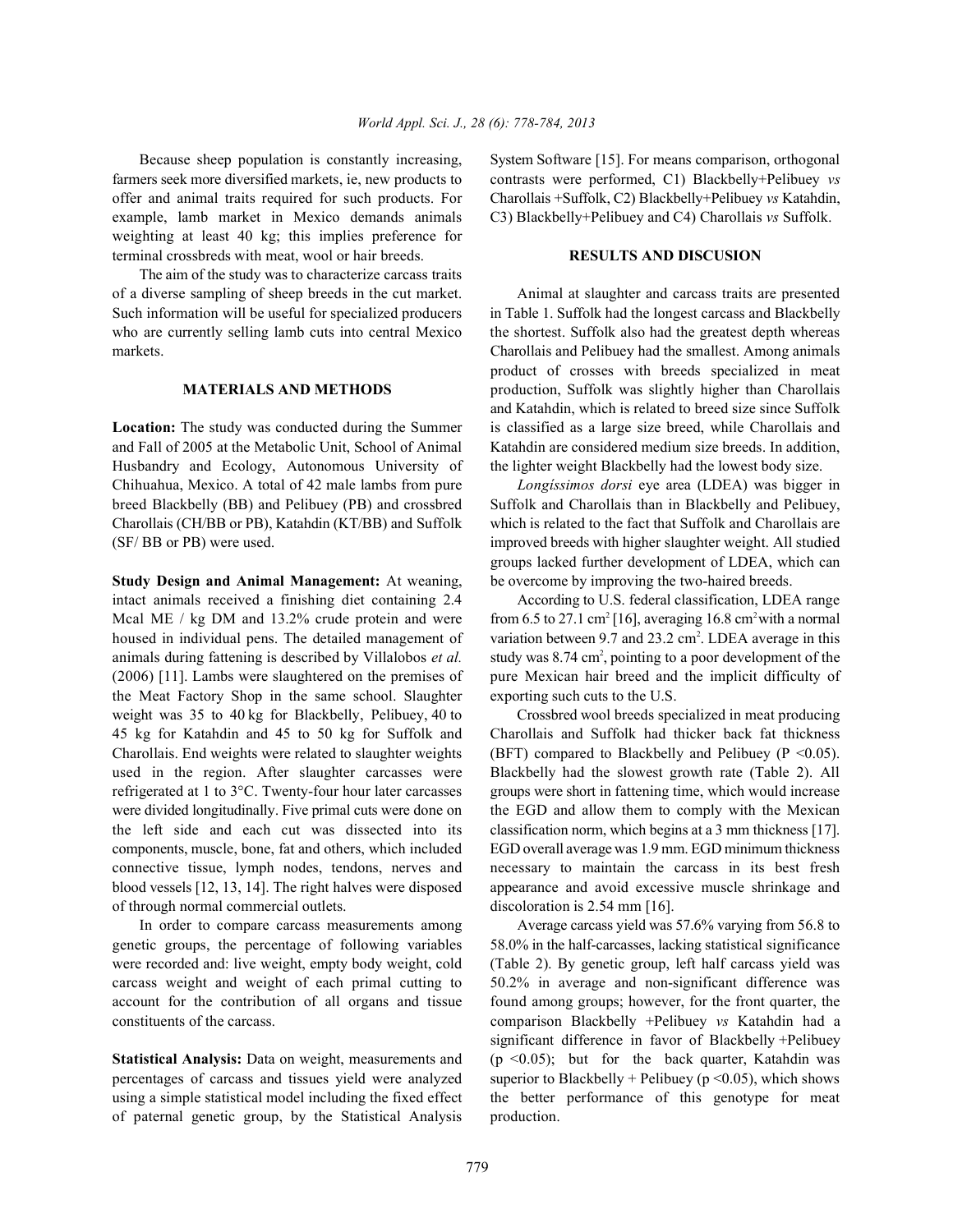Because sheep population is constantly increasing, farmers seek more diversified markets, ie, new products to offer and animal traits required for such products. For example, lamb market in Mexico demands animals weighting at least 40 kg; this implies preference for terminal crossbreds with meat, wool or hair breeds.

The aim of the study was to characterize carcass traits of a diverse sampling of sheep breeds in the cut market. Such information will be useful for specialized producers who are currently selling lamb cuts into central Mexico markets.

## MATERIALS AND METHODS

**Location:** The study was conducted during the Summer and Fall of 2005 at the Metabolic Unit, School of Animal Husbandry and Ecology, Autonomous University of Chihuahua, Mexico. A total of 42 male lambs from pure breed Blackbelly (BB) and Pelibuey (PB) and crossbred Charollais (CH/BB or PB), Katahdin (KT/BB) and Suffolk (SF/ BB or PB) were used.

**Study Design and Animal Management:** At weaning, intact animals received a finishing diet containing 2.4 Mcal ME / kg DM and 13.2% crude protein and were housed in individual pens. The detailed management of animals during fattening is described by Villalobos *et al.* (2006) [11]. Lambs were slaughtered on the premises of the Meat Factory Shop in the same school. Slaughter weight was 35 to 40 kg for Blackbelly, Pelibuey, 40 to 45 kg for Katahdin and 45 to 50 kg for Suffolk and Charollais. End weights were related to slaughter weights used in the region. After slaughter carcasses were refrigerated at 1 to 3°C. Twenty-four hour later carcasses were divided longitudinally. Five primal cuts were done on the left side and each cut was dissected into its components, muscle, bone, fat and others, which included connective tissue, lymph nodes, tendons, nerves and blood vessels [12, 13, 14]. The right halves were disposed of through normal commercial outlets.

In order to compare carcass measurements among genetic groups, the percentage of following variables were recorded and: live weight, empty body weight, cold carcass weight and weight of each primal cutting to account for the contribution of all organs and tissue constituents of the carcass.

**Statistical Analysis:** Data on weight, measurements and percentages of carcass and tissues yield were analyzed using a simple statistical model including the fixed effect of paternal genetic group, by the Statistical Analysis System Software [15]. For means comparison, orthogonal contrasts were performed, C1) Blackbelly+Pelibuey *vs* Charollais +Suffolk, C2) Blackbelly+Pelibuey *vs* Katahdin, C3) Blackbelly+Pelibuey and C4) Charollais *vs* Suffolk.

## RESULTS AND DISCUSION

Animal at slaughter and carcass traits are presented in Table 1. Suffolk had the longest carcass and Blackbelly the shortest. Suffolk also had the greatest depth whereas Charollais and Pelibuey had the smallest. Among animals product of crosses with breeds specialized in meat production, Suffolk was slightly higher than Charollais and Katahdin, which is related to breed size since Suffolk is classified as a large size breed, while Charollais and Katahdin are considered medium size breeds. In addition, the lighter weight Blackbelly had the lowest body size.

*Longíssimos dorsi* eye area (LDEA) was bigger in Suffolk and Charollais than in Blackbelly and Pelibuey, which is related to the fact that Suffolk and Charollais are improved breeds with higher slaughter weight. All studied groups lacked further development of LDEA, which can be overcome by improving the two-haired breeds.

According to U.S. federal classification, LDEA range from 6.5 to 27.1 $cm^2$ [16], averaging 16.8 $cm^2$ with a normal variation between 9.7 and 23.2 $cm^2$. LDEA average in this study was 8.74 $cm^2$, pointing to a poor development of the pure Mexican hair breed and the implicit difficulty of exporting such cuts to the U.S.

Crossbred wool breeds specialized in meat producing Charollais and Suffolk had thicker back fat thickness (BFT) compared to Blackbelly and Pelibuey ($P < 0.05$). Blackbelly had the slowest growth rate (Table 2). All groups were short in fattening time, which would increase the EGD and allow them to comply with the Mexican classification norm, which begins at a 3 mm thickness [17]. EGD overall average was 1.9 mm. EGD minimum thickness necessary to maintain the carcass in its best fresh appearance and avoid excessive muscle shrinkage and discoloration is 2.54 mm [16].

Average carcass yield was 57.6% varying from 56.8 to 58.0% in the half-carcasses, lacking statistical significance (Table 2). By genetic group, left half carcass yield was 50.2% in average and non-significant difference was found among groups; however, for the front quarter, the comparison Blackbelly +Pelibuey *vs* Katahdin had a significant difference in favor of Blackbelly +Pelibuey ($p < 0.05$); but for the back quarter, Katahdin was superior to Blackbelly + Pelibuey ($p < 0.05$), which shows the better performance of this genotype for meat production.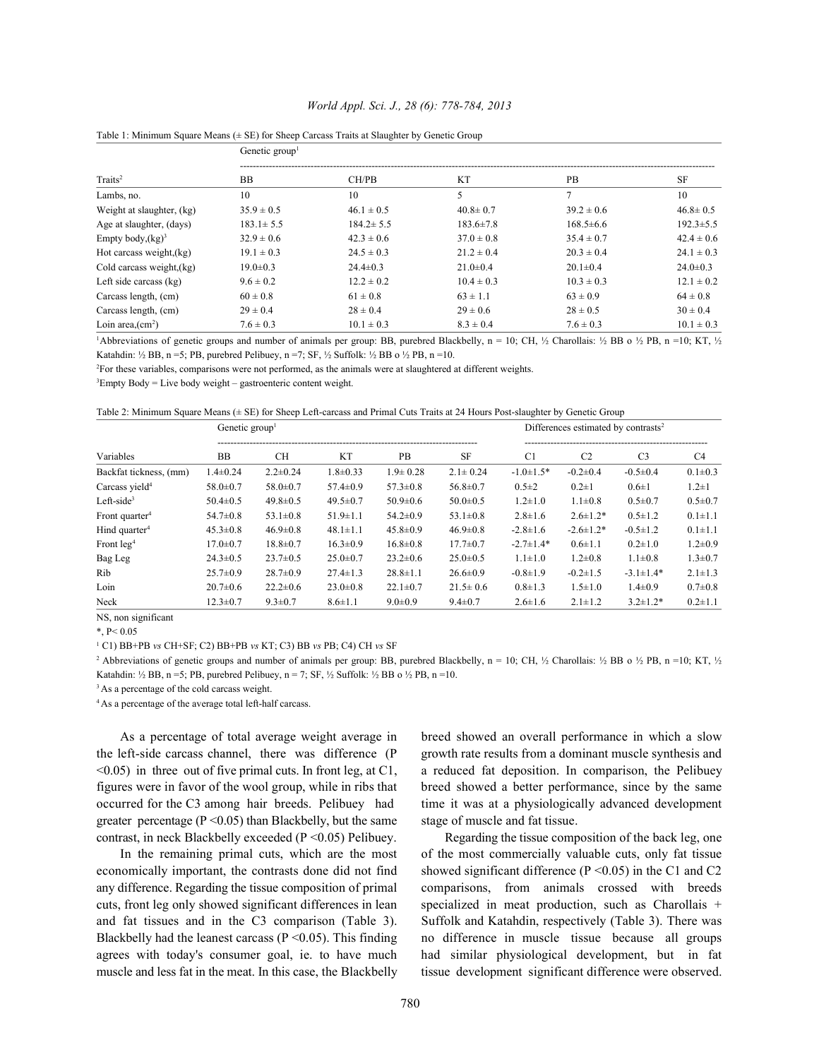Table 1: Minimum Square Means (± SE) for Sheep Carcass Traits at Slaughter by Genetic Group

| Traits[2] | Genetic group[1] | | | | |
|---|---|---|---|---|---|
| | BB | CH/PB | KT | PB | SF |
| Lambs, no. | 10 | 10 | 5 | 7 | 10 |
| Weight at slaughter, (kg) | 35.9 ± 0.5 | 46.1 ± 0.5 | 40.8± 0.7 | 39.2 ± 0.6 | 46.8± 0.5 |
| Age at slaughter, (days) | 183.1± 5.5 | 184.2± 5.5 | 183.6±7.8 | 168.5±6.6 | 192.3±5.5 |
| Empty body,(kg)[3] | 32.9 ± 0.6 | 42.3 ± 0.6 | 37.0 ± 0.8 | 35.4 ± 0.7 | 42.4 ± 0.6 |
| Hot carcass weight,(kg) | 19.1 ± 0.3 | 24.5 ± 0.3 | 21.2 ± 0.4 | 20.3 ± 0.4 | 24.1 ± 0.3 |
| Cold carcass weight,(kg) | 19.0±0.3 | 24.4±0.3 | 21.0±0.4 | 20.1±0.4 | 24.0±0.3 |
| Left side carcass (kg) | 9.6 ± 0.2 | 12.2 ± 0.2 | 10.4 ± 0.3 | 10.3 ± 0.3 | 12.1 ± 0.2 |
| Carcass length, (cm) | 60 ± 0.8 | 61 ± 0.8 | 63 ± 1.1 | 63 ± 0.9 | 64 ± 0.8 |
| Carcass length, (cm) | 29 ± 0.4 | 28 ± 0.4 | 29 ± 0.6 | 28 ± 0.5 | 30 ± 0.4 |
| Loin area,(cm$^2$) | 7.6 ± 0.3 | 10.1 ± 0.3 | 8.3 ± 0.4 | 7.6 ± 0.3 | 10.1 ± 0.3 |

[1]Abbreviations of genetic groups and number of animals per group: BB, purebred Blackbelly, n = 10; CH, ½ Charollais: ½ BB o ½ PB, n =10; KT, ½ Katahdin: ½ BB, n =5; PB, purebred Pelibuey, n =7; SF, ½ Suffolk: ½ BB o ½ PB, n =10.

[2]For these variables, comparisons were not performed, as the animals were at slaughtered at different weights.

[3]Empty Body = Live body weight – gastroenteric content weight.

Table 2: Minimum Square Means (± SE) for Sheep Left-carcass and Primal Cuts Traits at 24 Hours Post-slaughter by Genetic Group

| Variables | Genetic group[1] | | | | | Differences estimated by contrasts[2] | | | |
|---|---|---|---|---|---|---|---|---|---|
| | BB | CH | KT | PB | SF | C1 | C2 | C3 | C4 |
| Backfat tickness, (mm) | 1.4±0.24 | 2.2±0.24 | 1.8±0.33 | 1.9± 0.28 | 2.1± 0.24 | -1.0±1.5* | -0.2±0.4 | -0.5±0.4 | 0.1±0.3 |
| Carcass yield[4] | 58.0±0.7 | 58.0±0.7 | 57.4±0.9 | 57.3±0.8 | 56.8±0.7 | 0.5±2 | 0.2±1 | 0.6±1 | 1.2±1 |
| Left-side[3] | 50.4±0.5 | 49.8±0.5 | 49.5±0.7 | 50.9±0.6 | 50.0±0.5 | 1.2±1.0 | 1.1±0.8 | 0.5±0.7 | 0.5±0.7 |
| Front quarter[4] | 54.7±0.8 | 53.1±0.8 | 51.9±1.1 | 54.2±0.9 | 53.1±0.8 | 2.8±1.6 | 2.6±1.2* | 0.5±1.2 | 0.1±1.1 |
| Hind quarter[4] | 45.3±0.8 | 46.9±0.8 | 48.1±1.1 | 45.8±0.9 | 46.9±0.8 | -2.8±1.6 | -2.6±1.2* | -0.5±1.2 | 0.1±1.1 |
| Front leg[4] | 17.0±0.7 | 18.8±0.7 | 16.3±0.9 | 16.8±0.8 | 17.7±0.7 | -2.7±1.4* | 0.6±1.1 | 0.2±1.0 | 1.2±0.9 |
| Bag Leg | 24.3±0.5 | 23.7±0.5 | 25.0±0.7 | 23.2±0.6 | 25.0±0.5 | 1.1±1.0 | 1.2±0.8 | 1.1±0.8 | 1.3±0.7 |
| Rib | 25.7±0.9 | 28.7±0.9 | 27.4±1.3 | 28.8±1.1 | 26.6±0.9 | -0.8±1.9 | -0.2±1.5 | -3.1±1.4* | 2.1±1.3 |
| Loin | 20.7±0.6 | 22.2±0.6 | 23.0±0.8 | 22.1±0.7 | 21.5± 0.6 | 0.8±1.3 | 1.5±1.0 | 1.4±0.9 | 0.7±0.8 |
| Neck | 12.3±0.7 | 9.3±0.7 | 8.6±1.1 | 9.0±0.9 | 9.4±0.7 | 2.6±1.6 | 2.1±1.2 | 3.2±1.2* | 0.2±1.1 |

NS, non significant

*, P< 0.05

[1] C1) BB+PB *vs* CH+SF; C2) BB+PB *vs* KT; C3) BB *vs* PB; C4) CH *vs* SF

[2] Abbreviations of genetic groups and number of animals per group: BB, purebred Blackbelly, n = 10; CH, ½ Charollais: ½ BB o ½ PB, n =10; KT, ½ Katahdin: ½ BB, n =5; PB, purebred Pelibuey, n = 7; SF, ½ Suffolk: ½ BB o ½ PB, n =10.

[3] As a percentage of the cold carcass weight.

[4] As a percentage of the average total left-half carcass.

As a percentage of total average weight average in the left-side carcass channel, there was difference ($P < 0.05$) in three out of five primal cuts. In front leg, at C1, figures were in favor of the wool group, while in ribs that occurred for the C3 among hair breeds. Pelibuey had greater percentage ($P < 0.05$) than Blackbelly, but the same contrast, in neck Blackbelly exceeded ($P < 0.05$) Pelibuey.

In the remaining primal cuts, which are the most economically important, the contrasts done did not find any difference. Regarding the tissue composition of primal cuts, front leg only showed significant differences in lean and fat tissues and in the C3 comparison (Table 3). Blackbelly had the leanest carcass ($P < 0.05$). This finding agrees with today's consumer goal, ie. to have much muscle and less fat in the meat. In this case, the Blackbelly breed showed an overall performance in which a slow growth rate results from a dominant muscle synthesis and a reduced fat deposition. In comparison, the Pelibuey breed showed a better performance, since by the same time it was at a physiologically advanced development stage of muscle and fat tissue.

Regarding the tissue composition of the back leg, one of the most commercially valuable cuts, only fat tissue showed significant difference ($P < 0.05$) in the C1 and C2 comparisons, from animals crossed with breeds specialized in meat production, such as Charollais + Suffolk and Katahdin, respectively (Table 3). There was no difference in muscle tissue because all groups had similar physiological development, but in fat tissue development significant difference were observed.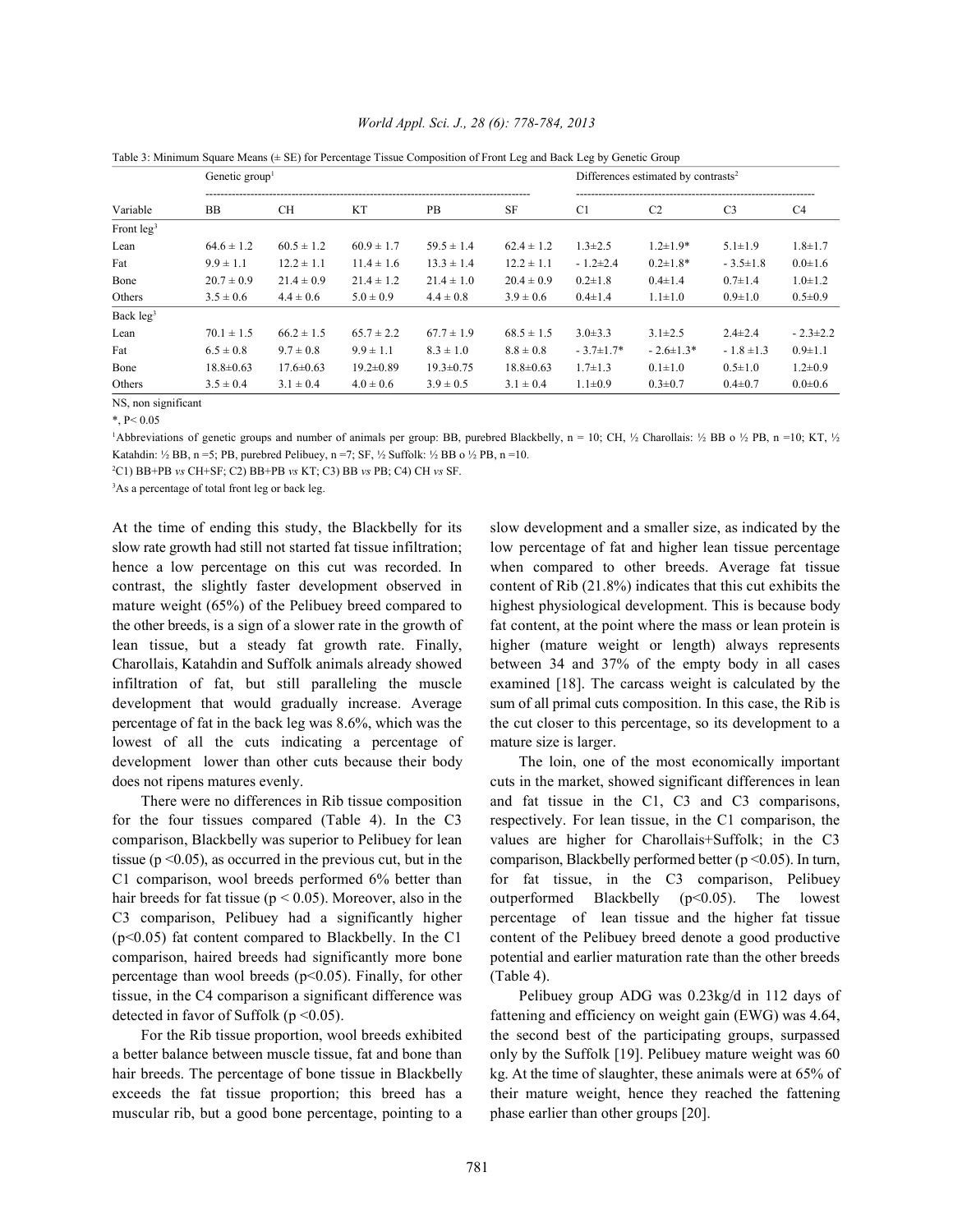Table 3: Minimum Square Means (± SE) for Percentage Tissue Composition of Front Leg and Back Leg by Genetic Group

| Variable | Genetic group[1] | | | | | Differences estimated by contrasts[2] | | | |
|---|---|---|---|---|---|---|---|---|---|
| | BB | CH | KT | PB | SF | C1 | C2 | C3 | C4 |
| Front leg[3] | | | | | | | | | |
| Lean | 64.6 ± 1.2 | 60.5 ± 1.2 | 60.9 ± 1.7 | 59.5 ± 1.4 | 62.4 ± 1.2 | 1.3±2.5 | 1.2±1.9* | 5.1±1.9 | 1.8±1.7 |
| Fat | 9.9 ± 1.1 | 12.2 ± 1.1 | 11.4 ± 1.6 | 13.3 ± 1.4 | 12.2 ± 1.1 | - 1.2±2.4 | 0.2±1.8* | - 3.5±1.8 | 0.0±1.6 |
| Bone | 20.7 ± 0.9 | 21.4 ± 0.9 | 21.4 ± 1.2 | 21.4 ± 1.0 | 20.4 ± 0.9 | 0.2±1.8 | 0.4±1.4 | 0.7±1.4 | 1.0±1.2 |
| Others | 3.5 ± 0.6 | 4.4 ± 0.6 | 5.0 ± 0.9 | 4.4 ± 0.8 | 3.9 ± 0.6 | 0.4±1.4 | 1.1±1.0 | 0.9±1.0 | 0.5±0.9 |
| Back leg[3] | | | | | | | | | |
| Lean | 70.1 ± 1.5 | 66.2 ± 1.5 | 65.7 ± 2.2 | 67.7 ± 1.9 | 68.5 ± 1.5 | 3.0±3.3 | 3.1±2.5 | 2.4±2.4 | - 2.3±2.2 |
| Fat | 6.5 ± 0.8 | 9.7 ± 0.8 | 9.9 ± 1.1 | 8.3 ± 1.0 | 8.8 ± 0.8 | - 3.7±1.7* | - 2.6±1.3* | - 1.8 ± 1.3 | 0.9±1.1 |
| Bone | 18.8±0.63 | 17.6±0.63 | 19.2±0.89 | 19.3±0.75 | 18.8±0.63 | 1.7±1.3 | 0.1±1.0 | 0.5±1.0 | 1.2±0.9 |
| Others | 3.5 ± 0.4 | 3.1 ± 0.4 | 4.0 ± 0.6 | 3.9 ± 0.5 | 3.1 ± 0.4 | 1.1±0.9 | 0.3±0.7 | 0.4±0.7 | 0.0±0.6 |

NS, non significant

*, P< 0.05

[1]Abbreviations of genetic groups and number of animals per group: BB, purebred Blackbelly, n = 10; CH, ½ Charollais: ½ BB o ½ PB, n =10; KT, ½ Katahdin: ½ BB, n =5; PB, purebred Pelibuey, n =7; SF, ½ Suffolk: ½ BB o ½ PB, n =10.

[2]C1) BB+PB *vs* CH+SF; C2) BB+PB *vs* KT; C3) BB *vs* PB; C4) CH *vs* SF.

[3]As a percentage of total front leg or back leg.

At the time of ending this study, the Blackbelly for its slow rate growth had still not started fat tissue infiltration; hence a low percentage on this cut was recorded. In contrast, the slightly faster development observed in mature weight (65%) of the Pelibuey breed compared to the other breeds, is a sign of a slower rate in the growth of lean tissue, but a steady fat growth rate. Finally, Charollais, Katahdin and Suffolk animals already showed infiltration of fat, but still paralleling the muscle development that would gradually increase. Average percentage of fat in the back leg was 8.6%, which was the lowest of all the cuts indicating a percentage of development lower than other cuts because their body does not ripens matures evenly.

There were no differences in Rib tissue composition for the four tissues compared (Table 4). In the C3 comparison, Blackbelly was superior to Pelibuey for lean tissue ($p < 0.05$), as occurred in the previous cut, but in the C1 comparison, wool breeds performed 6% better than hair breeds for fat tissue ($p < 0.05$). Moreover, also in the C3 comparison, Pelibuey had a significantly higher ($p<0.05$) fat content compared to Blackbelly. In the C1 comparison, haired breeds had significantly more bone percentage than wool breeds ($p<0.05$). Finally, for other tissue, in the C4 comparison a significant difference was detected in favor of Suffolk ($p < 0.05$).

For the Rib tissue proportion, wool breeds exhibited a better balance between muscle tissue, fat and bone than hair breeds. The percentage of bone tissue in Blackbelly exceeds the fat tissue proportion; this breed has a muscular rib, but a good bone percentage, pointing to a slow development and a smaller size, as indicated by the low percentage of fat and higher lean tissue percentage when compared to other breeds. Average fat tissue content of Rib (21.8%) indicates that this cut exhibits the highest physiological development. This is because body fat content, at the point where the mass or lean protein is higher (mature weight or length) always represents between 34 and 37% of the empty body in all cases examined [18]. The carcass weight is calculated by the sum of all primal cuts composition. In this case, the Rib is the cut closer to this percentage, so its development to a mature size is larger.

The loin, one of the most economically important cuts in the market, showed significant differences in lean and fat tissue in the C1, C3 and C3 comparisons, respectively. For lean tissue, in the C1 comparison, the values are higher for Charollais+Suffolk; in the C3 comparison, Blackbelly performed better ($p < 0.05$). In turn, for fat tissue, in the C3 comparison, Pelibuey outperformed Blackbelly ($p<0.05$). The lowest percentage of lean tissue and the higher fat tissue content of the Pelibuey breed denote a good productive potential and earlier maturation rate than the other breeds (Table 4).

Pelibuey group ADG was 0.23kg/d in 112 days of fattening and efficiency on weight gain (EWG) was 4.64, the second best of the participating groups, surpassed only by the Suffolk [19]. Pelibuey mature weight was 60 kg. At the time of slaughter, these animals were at 65% of their mature weight, hence they reached the fattening phase earlier than other groups [20].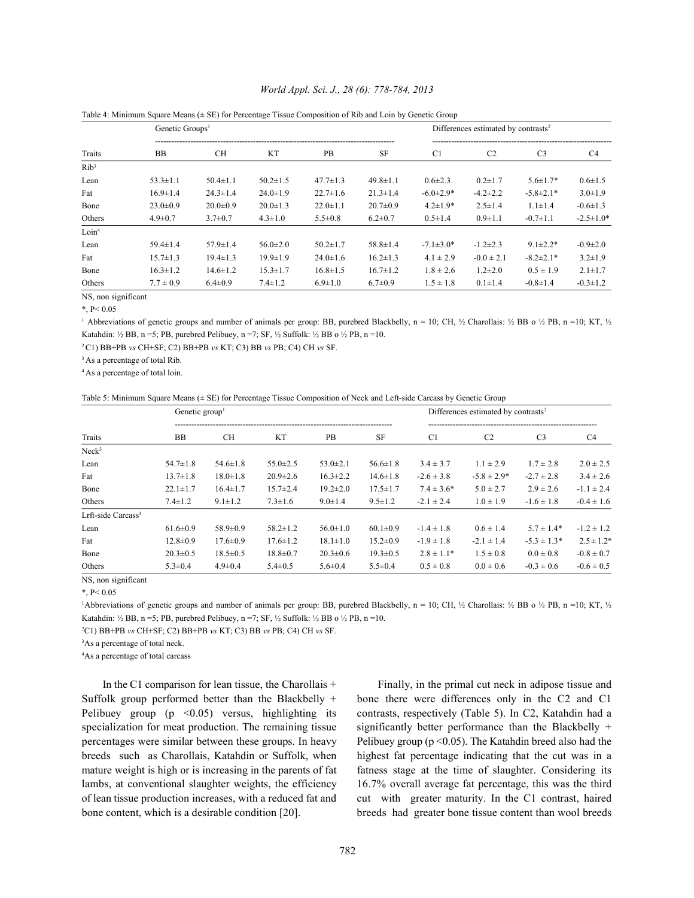Table 4: Minimum Square Means (± SE) for Percentage Tissue Composition of Rib and Loin by Genetic Group

| Traits | Genetic Groups[1] | | | | | Differences estimated by contrasts[2] | | | |
|---|---|---|---|---|---|---|---|---|---|
| | BB | CH | KT | PB | SF | C1 | C2 | C3 | C4 |
| Rib[3] | | | | | | | | | |
| Lean | 53.3±1.1 | 50.4±1.1 | 50.2±1.5 | 47.7±1.3 | 49.8±1.1 | 0.6±2.3 | 0.2±1.7 | 5.6±1.7* | 0.6±1.5 |
| Fat | 16.9±1.4 | 24.3±1.4 | 24.0±1.9 | 22.7±1.6 | 21.3±1.4 | -6.0±2.9* | -4.2±2.2 | -5.8±2.1* | 3.0±1.9 |
| Bone | 23.0±0.9 | 20.0±0.9 | 20.0±1.3 | 22.0±1.1 | 20.7±0.9 | 4.2±1.9* | 2.5±1.4 | 1.1±1.4 | -0.6±1.3 |
| Others | 4.9±0.7 | 3.7±0.7 | 4.3±1.0 | 5.5±0.8 | 6.2±0.7 | 0.5±1.4 | 0.9±1.1 | -0.7±1.1 | -2.5±1.0* |
| Loin[4] | | | | | | | | | |
| Lean | 59.4±1.4 | 57.9±1.4 | 56.0±2.0 | 50.2±1.7 | 58.8±1.4 | -7.1±3.0* | -1.2±2.3 | 9.1±2.2* | -0.9±2.0 |
| Fat | 15.7±1.3 | 19.4±1.3 | 19.9±1.9 | 24.0±1.6 | 16.2±1.3 | 4.1 ± 2.9 | -0.0 ± 2.1 | -8.2±2.1* | 3.2±1.9 |
| Bone | 16.3±1.2 | 14.6±1.2 | 15.3±1.7 | 16.8±1.5 | 16.7±1.2 | 1.8 ± 2.6 | 1.2±2.0 | 0.5 ± 1.9 | 2.1±1.7 |
| Others | 7.7 ± 0.9 | 6.4±0.9 | 7.4±1.2 | 6.9±1.0 | 6.7±0.9 | 1.5 ± 1.8 | 0.1±1.4 | -0.8±1.4 | -0.3±1.2 |

NS, non significant

*, P< 0.05

[1] Abbreviations of genetic groups and number of animals per group: BB, purebred Blackbelly, n = 10; CH, ½ Charollais: ½ BB o ½ PB, n =10; KT, ½ Katahdin: ½ BB, n =5; PB, purebred Pelibuey, n =7; SF, ½ Suffolk: ½ BB o ½ PB, n =10.

[2] C1) BB+PB *vs* CH+SF; C2) BB+PB *vs* KT; C3) BB *vs* PB; C4) CH *vs* SF.

[3] As a percentage of total Rib.

[4] As a percentage of total loin.

Table 5: Minimum Square Means (± SE) for Percentage Tissue Composition of Neck and Left-side Carcass by Genetic Group

| Traits | Genetic group[1] | | | | | Differences estimated by contrasts[2] | | | |
|---|---|---|---|---|---|---|---|---|---|
| | BB | CH | KT | PB | SF | C1 | C2 | C3 | C4 |
| Neck[3] | | | | | | | | | |
| Lean | 54.7±1.8 | 54.6±1.8 | 55.0±2.5 | 53.0±2.1 | 56.6±1.8 | 3.4 ± 3.7 | 1.1 ± 2.9 | 1.7 ± 2.8 | 2.0 ± 2.5 |
| Fat | 13.7±1.8 | 18.0±1.8 | 20.9±2.6 | 16.3±2.2 | 14.6±1.8 | -2.6 ± 3.8 | -5.8 ± 2.9* | -2.7 ± 2.8 | 3.4 ± 2.6 |
| Bone | 22.1±1.7 | 16.4±1.7 | 15.7±2.4 | 19.2±2.0 | 17.5±1.7 | 7.4 ± 3.6* | 5.0 ± 2.7 | 2.9 ± 2.6 | -1.1 ± 2.4 |
| Others | 7.4±1.2 | 9.1±1.2 | 7.3±1.6 | 9.0±1.4 | 9.5±1.2 | -2.1 ± 2.4 | 1.0 ± 1.9 | -1.6 ± 1.8 | -0.4 ± 1.6 |
| Lrft-side Carcass[4] | | | | | | | | | |
| Lean | 61.6±0.9 | 58.9±0.9 | 58.2±1.2 | 56.0±1.0 | 60.1±0.9 | -1.4 ± 1.8 | 0.6 ± 1.4 | 5.7 ± 1.4* | -1.2 ± 1.2 |
| Fat | 12.8±0.9 | 17.6±0.9 | 17.6±1.2 | 18.1±1.0 | 15.2±0.9 | -1.9 ± 1.8 | -2.1 ± 1.4 | -5.3 ± 1.3* | 2.5 ± 1.2* |
| Bone | 20.3±0.5 | 18.5±0.5 | 18.8±0.7 | 20.3±0.6 | 19.3±0.5 | 2.8 ± 1.1* | 1.5 ± 0.8 | 0.0 ± 0.8 | -0.8 ± 0.7 |
| Others | 5.3±0.4 | 4.9±0.4 | 5.4±0.5 | 5.6±0.4 | 5.5±0.4 | 0.5 ± 0.8 | 0.0 ± 0.6 | -0.3 ± 0.6 | -0.6 ± 0.5 |

NS, non significant

*, P< 0.05

[1]Abbreviations of genetic groups and number of animals per group: BB, purebred Blackbelly, n = 10; CH, ½ Charollais: ½ BB o ½ PB, n =10; KT, ½ Katahdin: ½ BB, n =5; PB, purebred Pelibuey, n =7; SF, ½ Suffolk: ½ BB o ½ PB, n =10.

[2]C1) BB+PB *vs* CH+SF; C2) BB+PB *vs* KT; C3) BB *vs* PB; C4) CH *vs* SF.

[3]As a percentage of total neck.

[4]As a percentage of total carcass

In the C1 comparison for lean tissue, the Charollais + Suffolk group performed better than the Blackbelly + Pelibuey group ($p < 0.05$) versus, highlighting its specialization for meat production. The remaining tissue percentages were similar between these groups. In heavy breeds such as Charollais, Katahdin or Suffolk, when mature weight is high or is increasing in the parents of fat lambs, at conventional slaughter weights, the efficiency of lean tissue production increases, with a reduced fat and bone content, which is a desirable condition [20].

Finally, in the primal cut neck in adipose tissue and bone there were differences only in the C2 and C1 contrasts, respectively (Table 5). In C2, Katahdin had a significantly better performance than the Blackbelly + Pelibuey group ($p < 0.05$). The Katahdin breed also had the highest fat percentage indicating that the cut was in a fatness stage at the time of slaughter. Considering its 16.7% overall average fat percentage, this was the third cut with greater maturity. In the C1 contrast, haired breeds had greater bone tissue content than wool breeds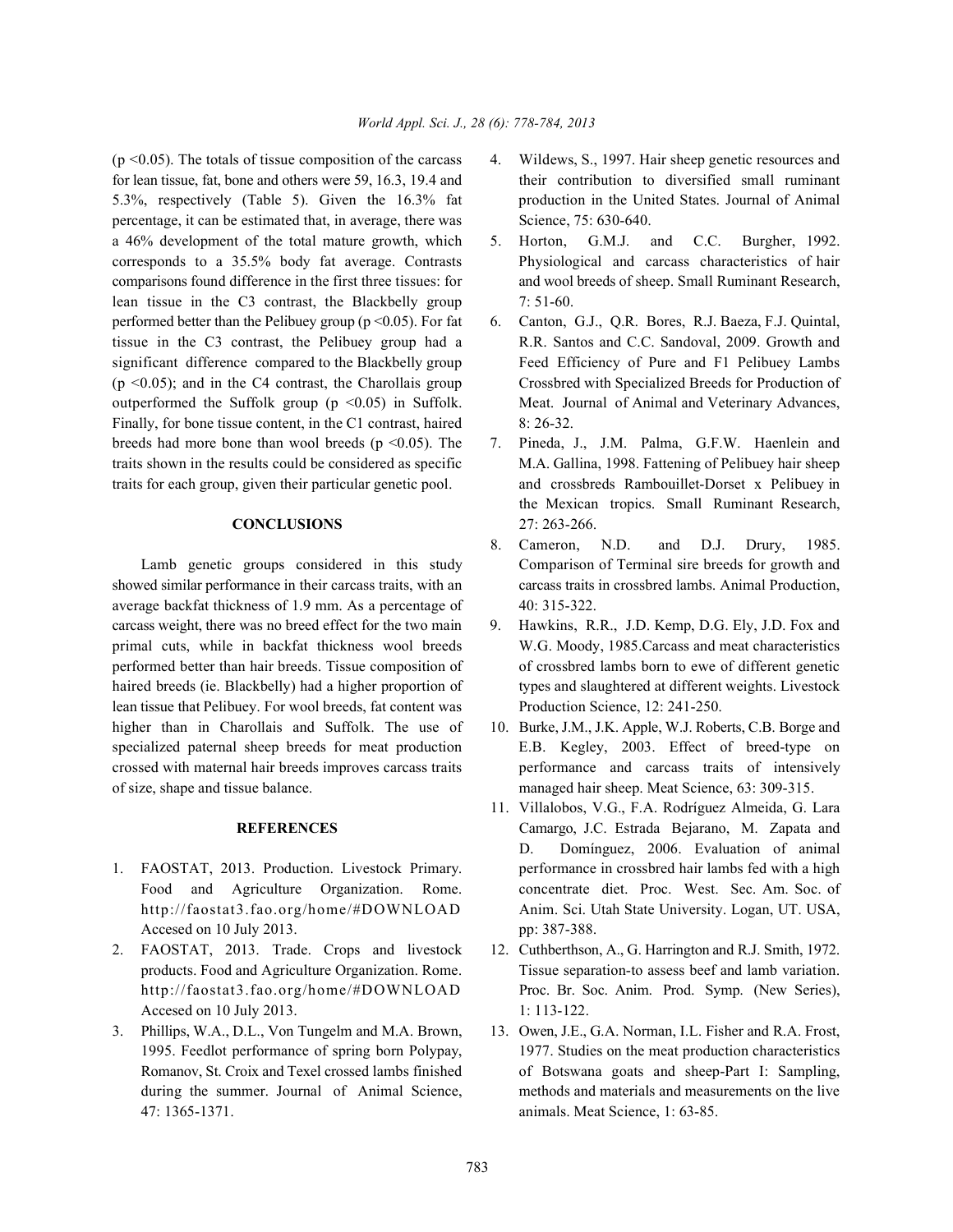($p < 0.05$). The totals of tissue composition of the carcass for lean tissue, fat, bone and others were 59, 16.3, 19.4 and 5.3%, respectively (Table 5). Given the 16.3% fat percentage, it can be estimated that, in average, there was a 46% development of the total mature growth, which corresponds to a 35.5% body fat average. Contrasts comparisons found difference in the first three tissues: for lean tissue in the C3 contrast, the Blackbelly group performed better than the Pelibuey group ($p < 0.05$). For fat tissue in the C3 contrast, the Pelibuey group had a significant difference compared to the Blackbelly group ($p < 0.05$); and in the C4 contrast, the Charollais group outperformed the Suffolk group ($p < 0.05$) in Suffolk. Finally, for bone tissue content, in the C1 contrast, haired breeds had more bone than wool breeds ($p < 0.05$). The traits shown in the results could be considered as specific traits for each group, given their particular genetic pool.

## CONCLUSIONS

Lamb genetic groups considered in this study showed similar performance in their carcass traits, with an average backfat thickness of 1.9 mm. As a percentage of carcass weight, there was no breed effect for the two main primal cuts, while in backfat thickness wool breeds performed better than hair breeds. Tissue composition of haired breeds (ie. Blackbelly) had a higher proportion of lean tissue that Pelibuey. For wool breeds, fat content was higher than in Charollais and Suffolk. The use of specialized paternal sheep breeds for meat production crossed with maternal hair breeds improves carcass traits of size, shape and tissue balance.

## REFERENCES

1. FAOSTAT, 2013. Production. Livestock Primary. Food and Agriculture Organization. Rome. http://faostat3.fao.org/home/#DOWNLOAD Accesed on 10 July 2013.
2. FAOSTAT, 2013. Trade. Crops and livestock products. Food and Agriculture Organization. Rome. http://faostat3.fao.org/home/#DOWNLOAD Accesed on 10 July 2013.
3. Phillips, W.A., D.L., Von Tungelm and M.A. Brown, 1995. Feedlot performance of spring born Polypay, Romanov, St. Croix and Texel crossed lambs finished during the summer. Journal of Animal Science, 47: 1365-1371.
4. Wildews, S., 1997. Hair sheep genetic resources and their contribution to diversified small ruminant production in the United States. Journal of Animal Science, 75: 630-640.
5. Horton, G.M.J. and C.C. Burgher, 1992. Physiological and carcass characteristics of hair and wool breeds of sheep. Small Ruminant Research, 7: 51-60.
6. Canton, G.J., Q.R. Bores, R.J. Baeza, F.J. Quintal, R.R. Santos and C.C. Sandoval, 2009. Growth and Feed Efficiency of Pure and F1 Pelibuey Lambs Crossbred with Specialized Breeds for Production of Meat. Journal of Animal and Veterinary Advances, 8: 26-32.
7. Pineda, J., J.M. Palma, G.F.W. Haenlein and M.A. Gallina, 1998. Fattening of Pelibuey hair sheep and crossbreds Rambouillet-Dorset x Pelibuey in the Mexican tropics. Small Ruminant Research, 27: 263-266.
8. Cameron, N.D. and D.J. Drury, 1985. Comparison of Terminal sire breeds for growth and carcass traits in crossbred lambs. Animal Production, 40: 315-322.
9. Hawkins, R.R., J.D. Kemp, D.G. Ely, J.D. Fox and W.G. Moody, 1985.Carcass and meat characteristics of crossbred lambs born to ewe of different genetic types and slaughtered at different weights. Livestock Production Science, 12: 241-250.
10. Burke, J.M., J.K. Apple, W.J. Roberts, C.B. Borge and E.B. Kegley, 2003. Effect of breed-type on performance and carcass traits of intensively managed hair sheep. Meat Science, 63: 309-315.
11. Villalobos, V.G., F.A. Rodríguez Almeida, G. Lara Camargo, J.C. Estrada Bejarano, M. Zapata and D. Domínguez, 2006. Evaluation of animal performance in crossbred hair lambs fed with a high concentrate diet. Proc. West. Sec. Am. Soc. of Anim. Sci. Utah State University. Logan, UT. USA, pp: 387-388.
12. Cuthberthson, A., G. Harrington and R.J. Smith, 1972. Tissue separation-to assess beef and lamb variation. Proc. Br. Soc. Anim. Prod. Symp. (New Series), 1: 113-122.
13. Owen, J.E., G.A. Norman, I.L. Fisher and R.A. Frost, 1977. Studies on the meat production characteristics of Botswana goats and sheep-Part I: Sampling, methods and materials and measurements on the live animals. Meat Science, 1: 63-85.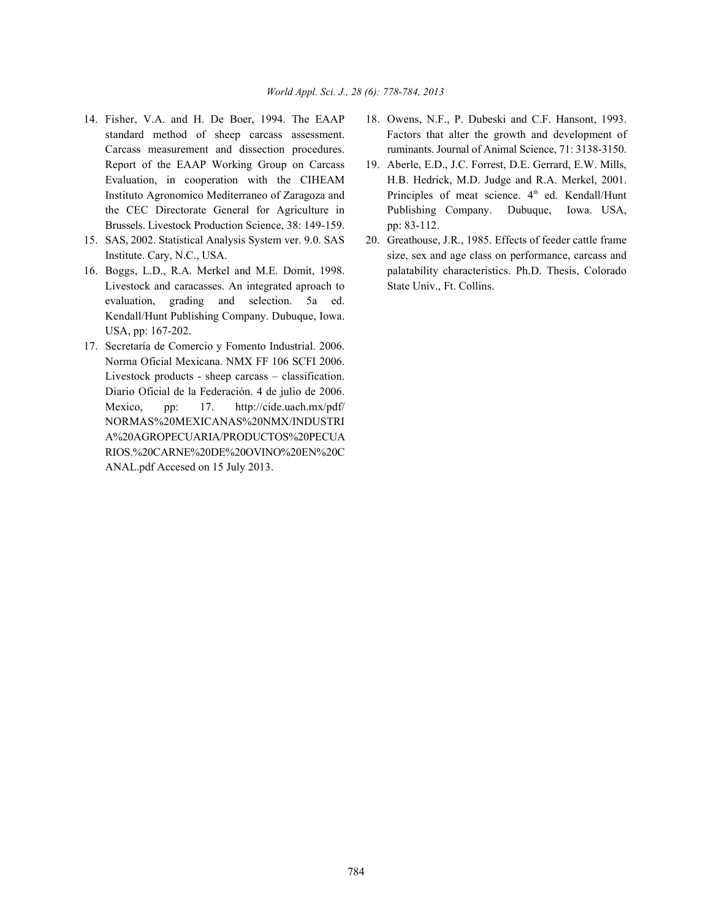14. Fisher, V.A. and H. De Boer, 1994. The EAAP standard method of sheep carcass assessment. Carcass measurement and dissection procedures. Report of the EAAP Working Group on Carcass Evaluation, in cooperation with the CIHEAM Instituto Agronomico Mediterraneo of Zaragoza and the CEC Directorate General for Agriculture in Brussels. Livestock Production Science, 38: 149-159.
15. SAS, 2002. Statistical Analysis System ver. 9.0. SAS Institute. Cary, N.C., USA.
16. Boggs, L.D., R.A. Merkel and M.E. Domit, 1998. Livestock and caracasses. An integrated aproach to evaluation, grading and selection. 5a ed. Kendall/Hunt Publishing Company. Dubuque, Iowa. USA, pp: 167-202.
17. Secretaría de Comercio y Fomento Industrial. 2006. Norma Oficial Mexicana. NMX FF 106 SCFI 2006. Livestock products - sheep carcass – classification. Diario Oficial de la Federación. 4 de julio de 2006. Mexico, pp: 17. http://cide.uach.mx/pdf/NORMAS%20MEXICANAS%20NMX/INDUSTRIA%20AGROPECUARIA/PRODUCTOS%20PECUARIOS.%20CARNE%20DE%20OVINO%20EN%20CANAL.pdf Accesed on 15 July 2013.
18. Owens, N.F., P. Dubeski and C.F. Hansont, 1993. Factors that alter the growth and development of ruminants. Journal of Animal Science, 71: 3138-3150.
19. Aberle, E.D., J.C. Forrest, D.E. Gerrard, E.W. Mills, H.B. Hedrick, M.D. Judge and R.A. Merkel, 2001. Principles of meat science. 4th ed. Kendall/Hunt Publishing Company. Dubuque, Iowa. USA, pp: 83-112.
20. Greathouse, J.R., 1985. Effects of feeder cattle frame size, sex and age class on performance, carcass and palatability characteristics. Ph.D. Thesis, Colorado State Univ., Ft. Collins.